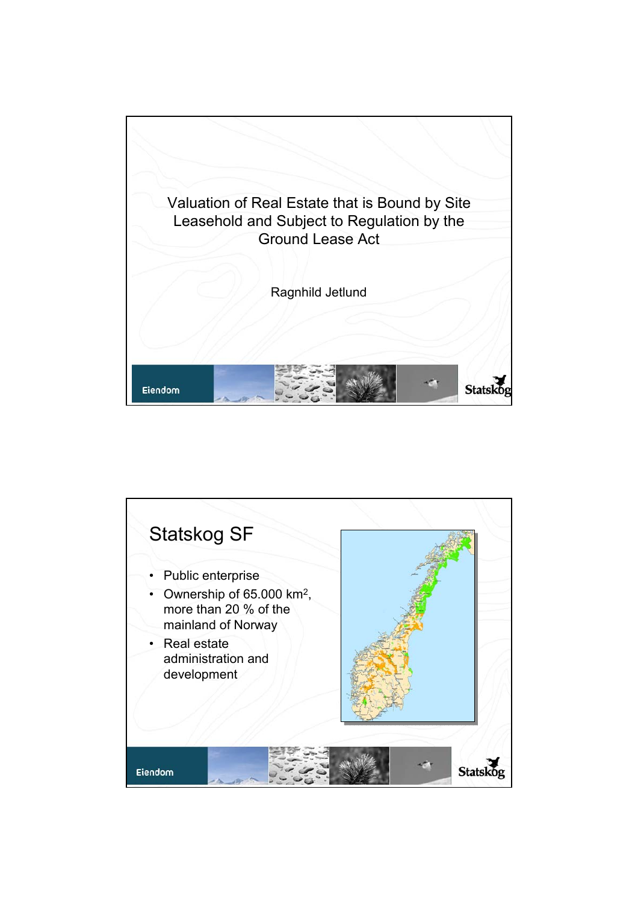# Valuation of Real Estate that is Bound by Site Leasehold and Subject to Regulation by the Ground Lease Act

Ragnhild Jetlund

## Statskog SF

- Public enterprise
- Ownership of 65.000 km$^2$, more than 20 % of the mainland of Norway
- Real estate administration and development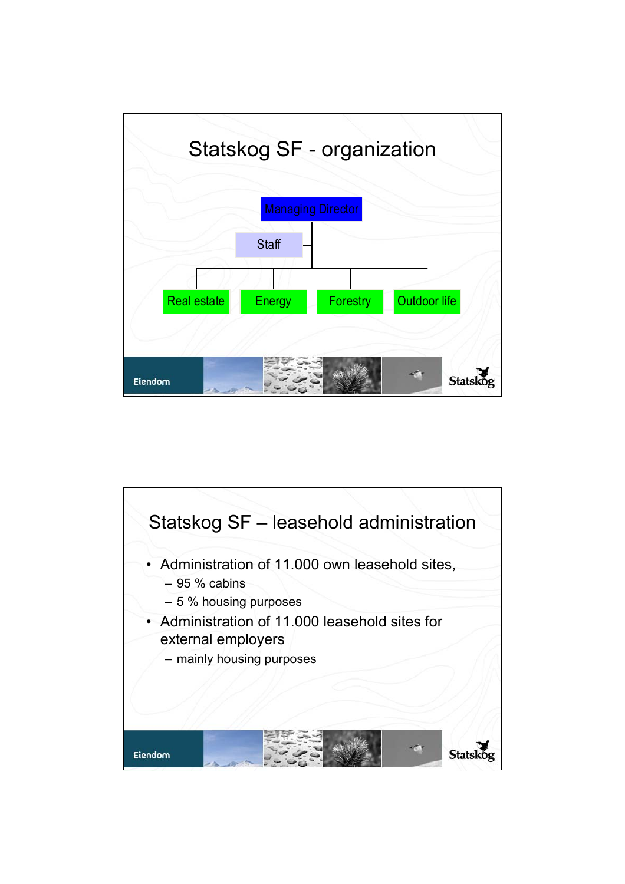# Statskog SF - organization

- Managing Director
  - Staff
  - Real estate
  - Energy
  - Forestry
  - Outdoor life

# Statskog SF – leasehold administration

- Administration of 11.000 own leasehold sites,
  - 95 % cabins
  - 5 % housing purposes
- Administration of 11.000 leasehold sites for external employers
  - mainly housing purposes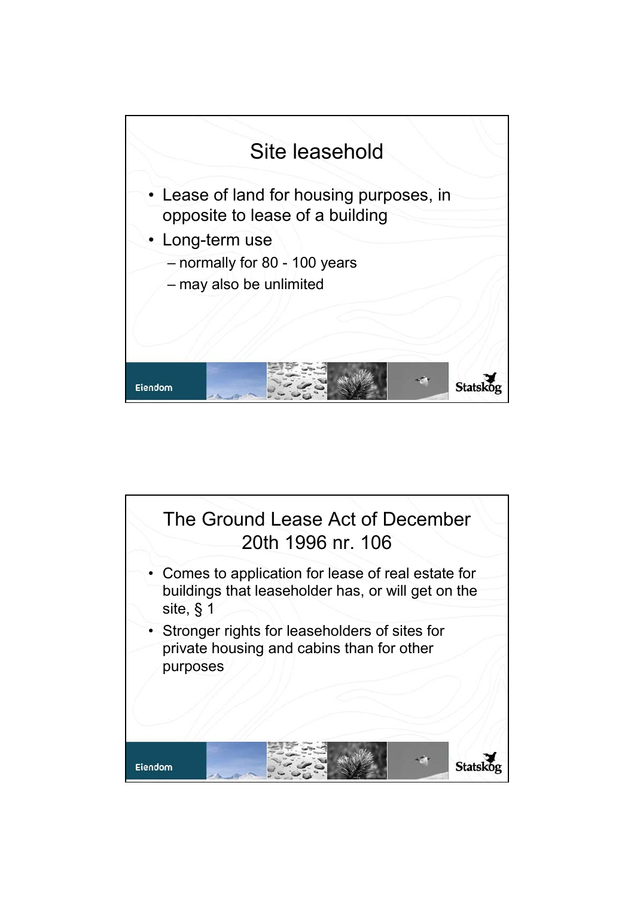## Site leasehold

- Lease of land for housing purposes, in opposite to lease of a building
- Long-term use
  - normally for 80 - 100 years
  - may also be unlimited

## The Ground Lease Act of December 20th 1996 nr. 106

- Comes to application for lease of real estate for buildings that leaseholder has, or will get on the site, § 1
- Stronger rights for leaseholders of sites for private housing and cabins than for other purposes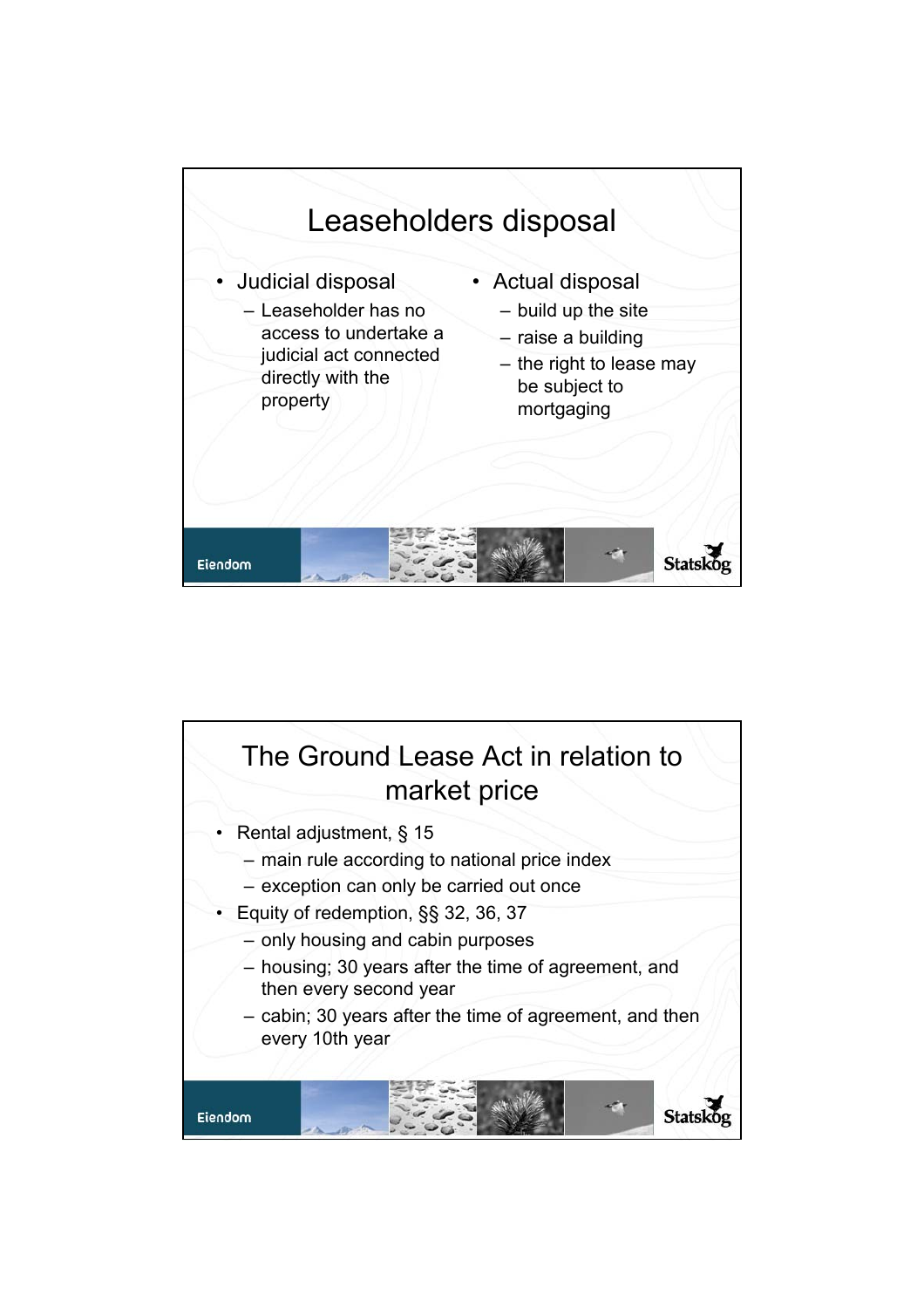# Leaseholders disposal

- Judicial disposal
  - Leaseholder has no access to undertake a judicial act connected directly with the property
- Actual disposal
  - build up the site
  - raise a building
  - the right to lease may be subject to mortgaging

# The Ground Lease Act in relation to market price

- Rental adjustment, § 15
  - main rule according to national price index
  - exception can only be carried out once
- Equity of redemption, §§ 32, 36, 37
  - only housing and cabin purposes
  - housing; 30 years after the time of agreement, and then every second year
  - cabin; 30 years after the time of agreement, and then every 10th year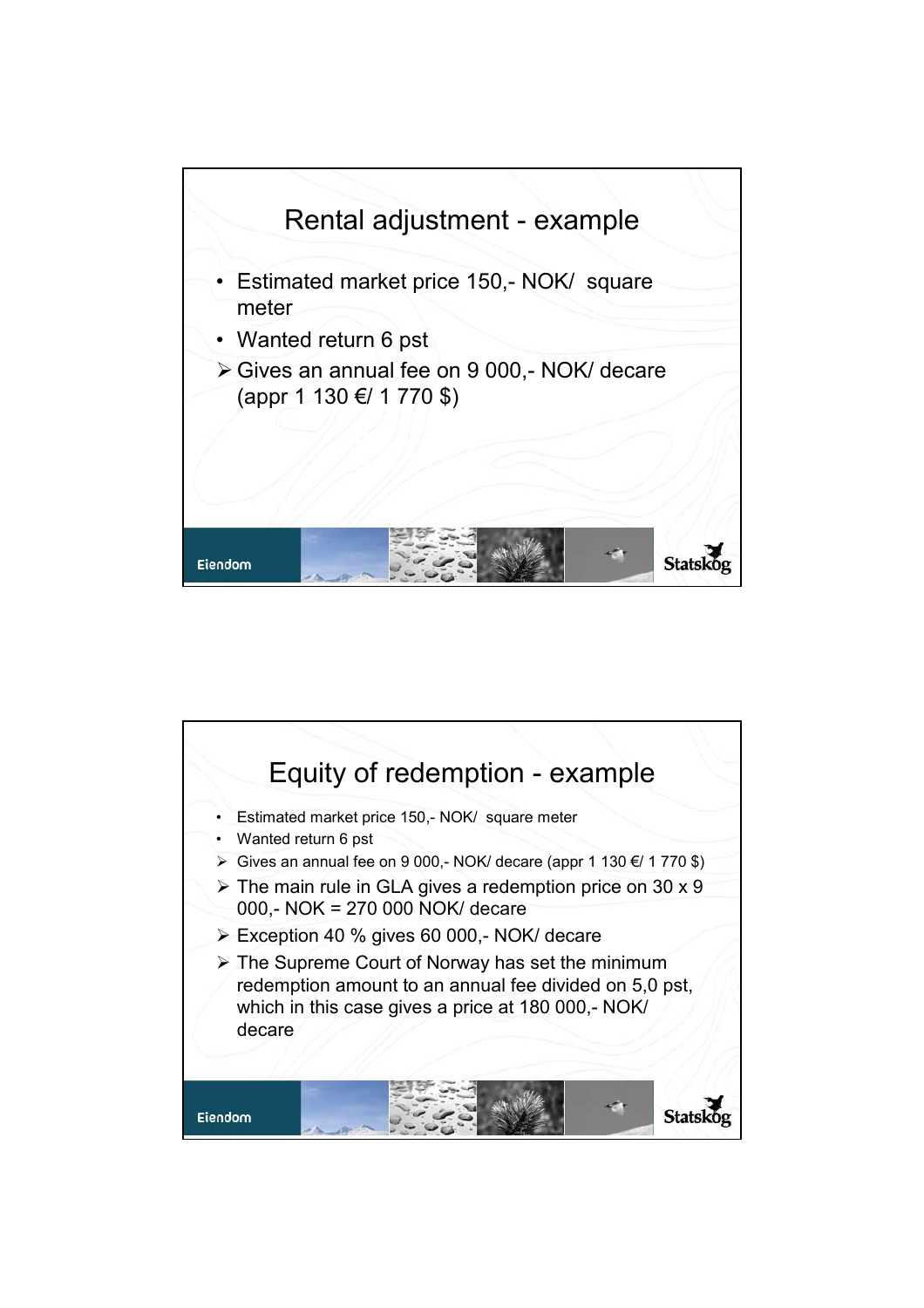## Rental adjustment - example

- Estimated market price 150,- NOK/ square meter
- Wanted return 6 pst
  - Gives an annual fee on 9 000,- NOK/ decare (appr 1 130 €/ 1 770 $)

## Equity of redemption - example

- Estimated market price 150,- NOK/ square meter
- Wanted return 6 pst
  - Gives an annual fee on 9 000,- NOK/ decare (appr 1 130 €/ 1 770 $)
  - The main rule in GLA gives a redemption price on 30 x 9 000,- NOK = 270 000 NOK/ decare
  - Exception 40 % gives 60 000,- NOK/ decare
  - The Supreme Court of Norway has set the minimum redemption amount to an annual fee divided on 5,0 pst, which in this case gives a price at 180 000,- NOK/ decare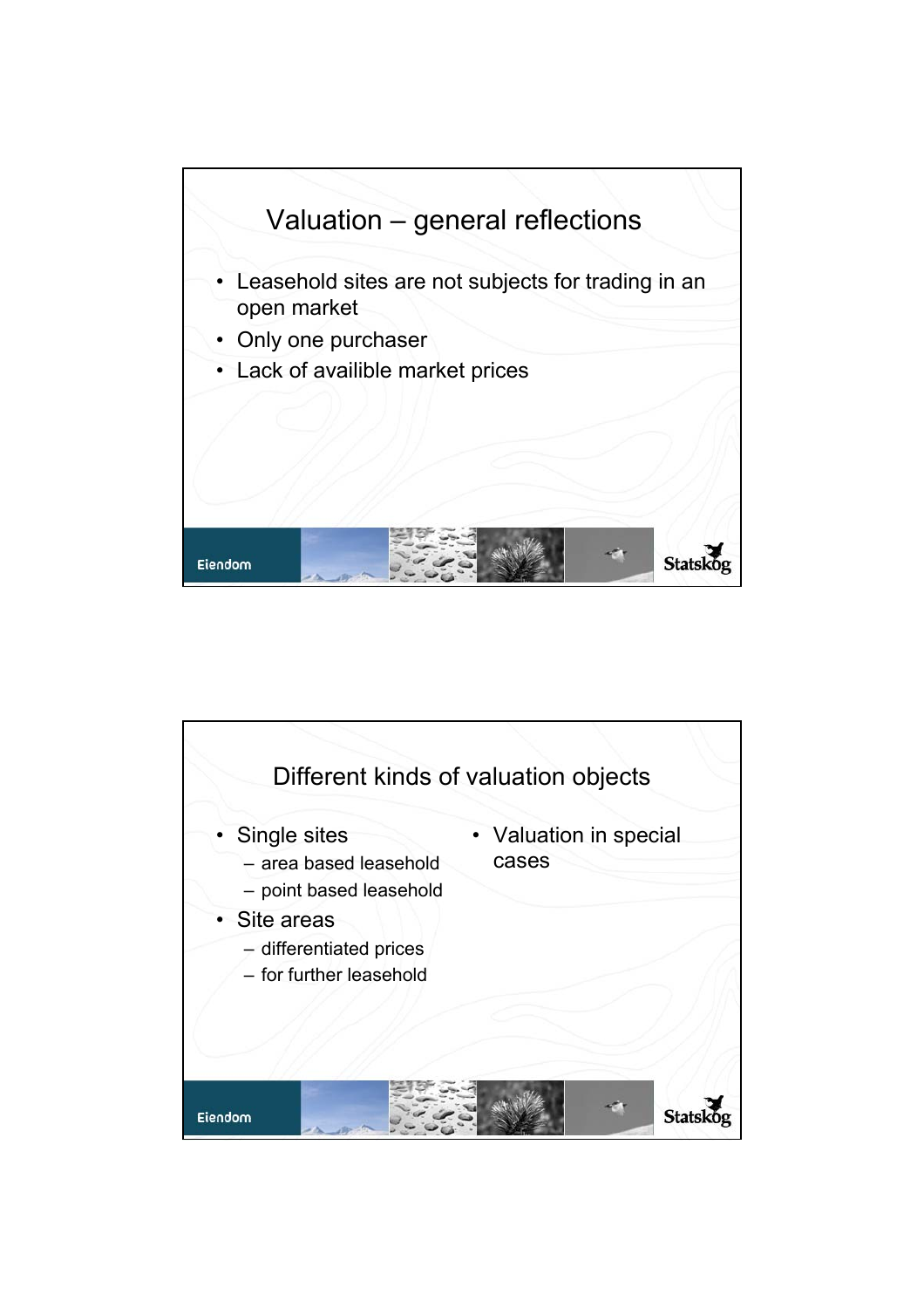## Valuation – general reflections

- Leasehold sites are not subjects for trading in an open market
- Only one purchaser
- Lack of availible market prices

## Different kinds of valuation objects

- Single sites
  - area based leasehold
  - point based leasehold
- Site areas
  - differentiated prices
  - for further leasehold
- Valuation in special cases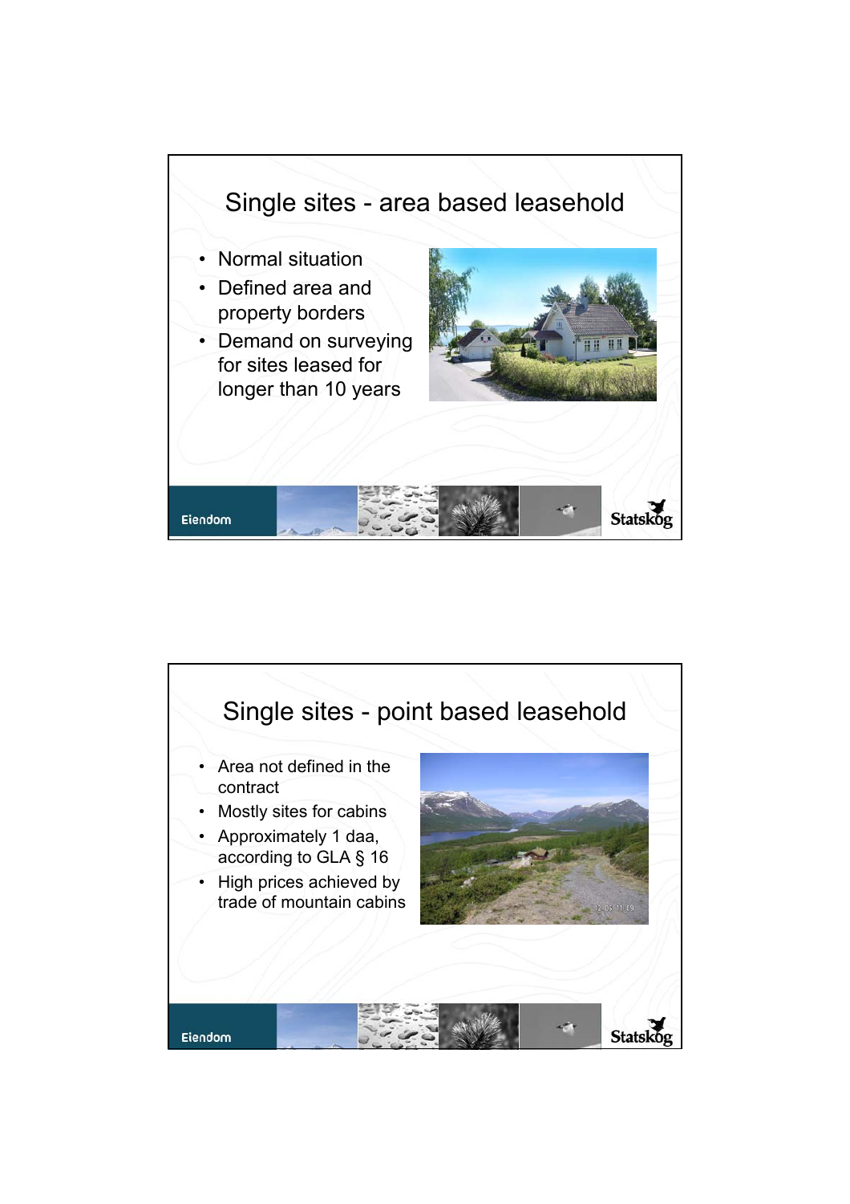# Single sites - area based leasehold

- Normal situation
- Defined area and property borders
- Demand on surveying for sites leased for longer than 10 years

# Single sites - point based leasehold

- Area not defined in the contract
- Mostly sites for cabins
- Approximately 1 daa, according to GLA § 16
- High prices achieved by trade of mountain cabins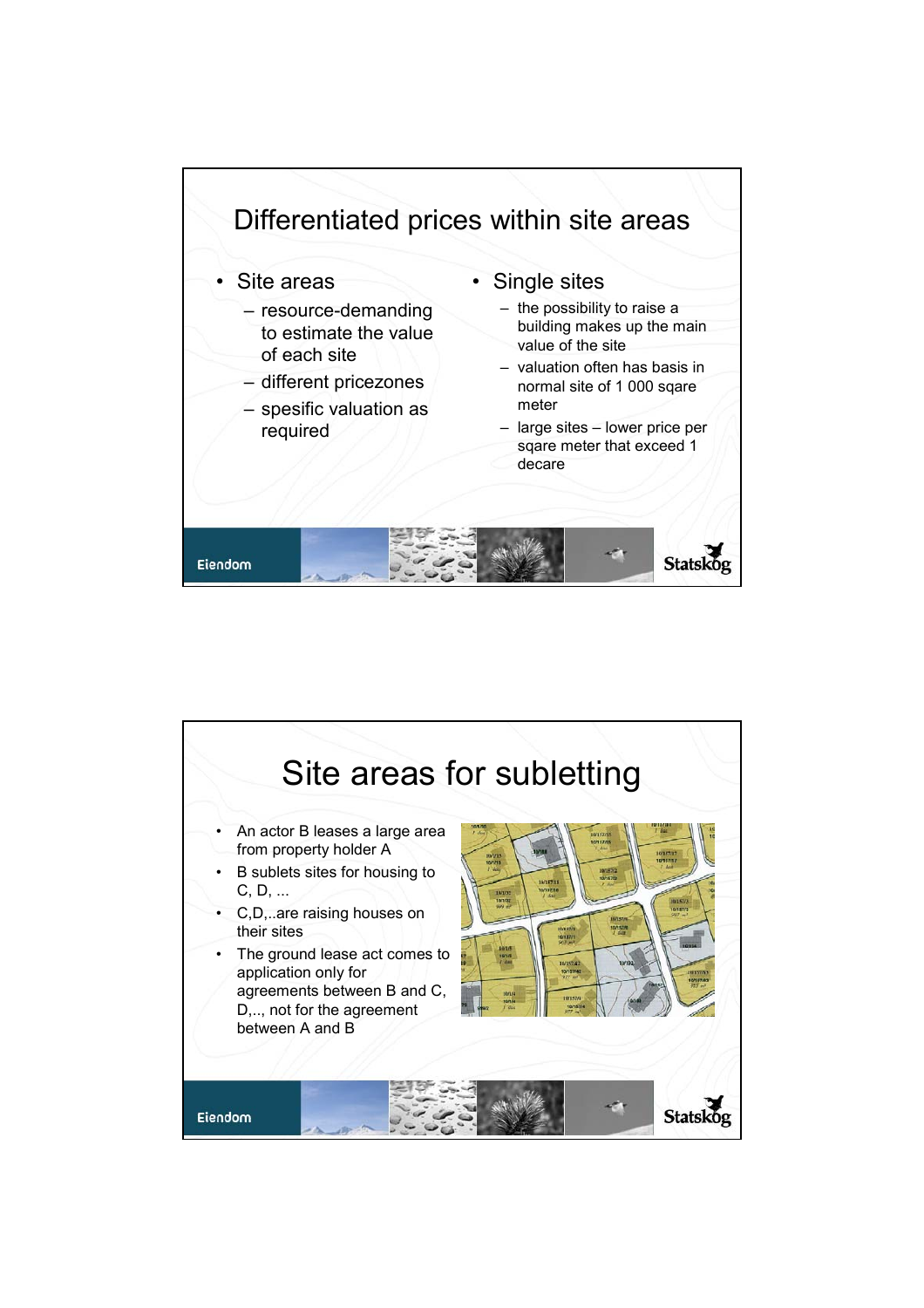# Differentiated prices within site areas

- Site areas
  - resource-demanding to estimate the value of each site
  - different pricezones
  - spesific valuation as required
- Single sites
  - the possibility to raise a building makes up the main value of the site
  - valuation often has basis in normal site of 1 000 sqare meter
  - large sites – lower price per sqare meter that exceed 1 decare

# Site areas for subletting

- An actor B leases a large area from property holder A
- B sublets sites for housing to C, D, ...
- C,D,..are raising houses on their sites
- The ground lease act comes to application only for agreements between B and C, D,.., not for the agreement between A and B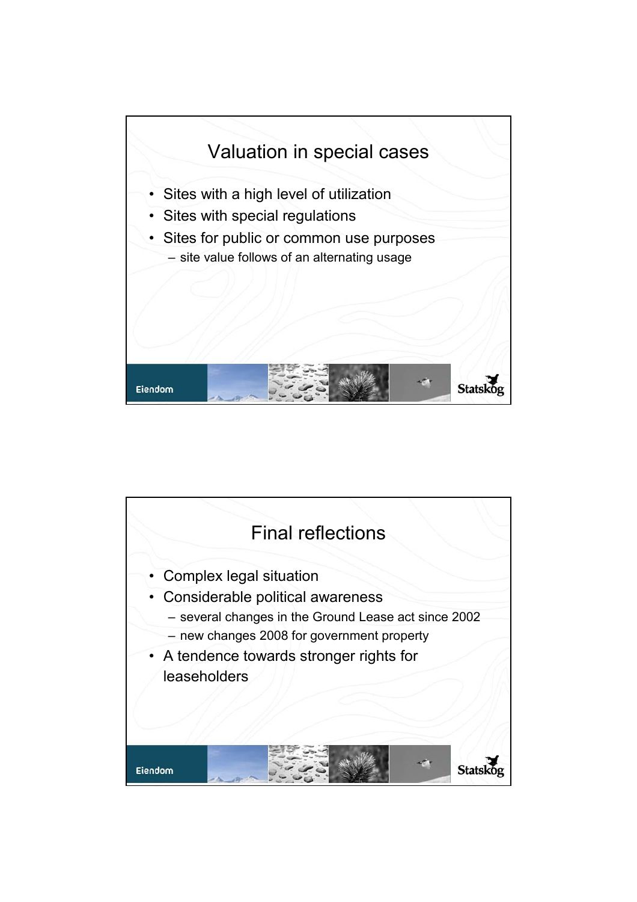# Valuation in special cases

- Sites with a high level of utilization
- Sites with special regulations
- Sites for public or common use purposes
  - site value follows of an alternating usage

# Final reflections

- Complex legal situation
- Considerable political awareness
  - several changes in the Ground Lease act since 2002
  - new changes 2008 for government property
- A tendence towards stronger rights for leaseholders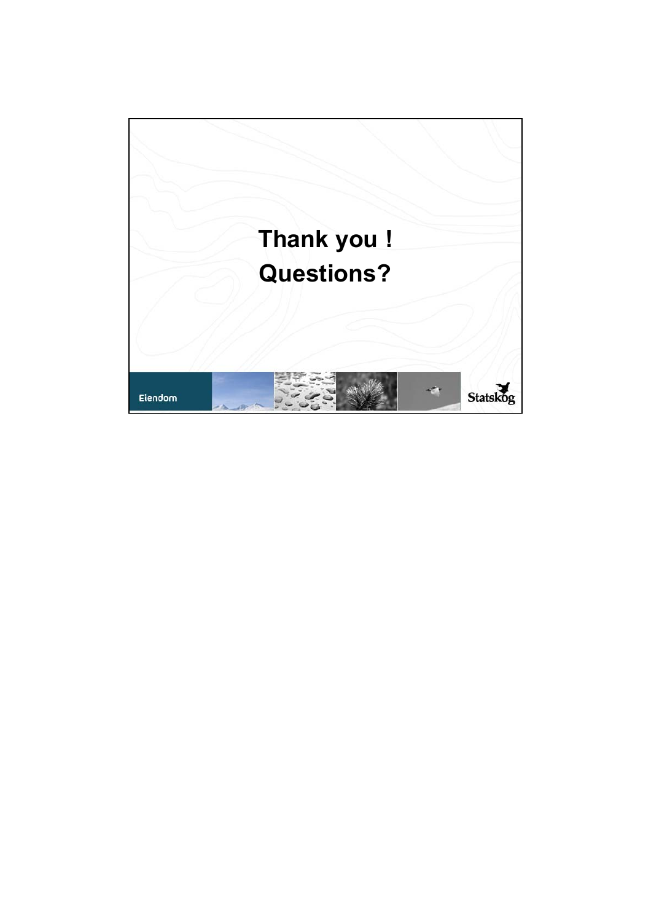# Thank you !

# Questions?

Eiendom

Statskog